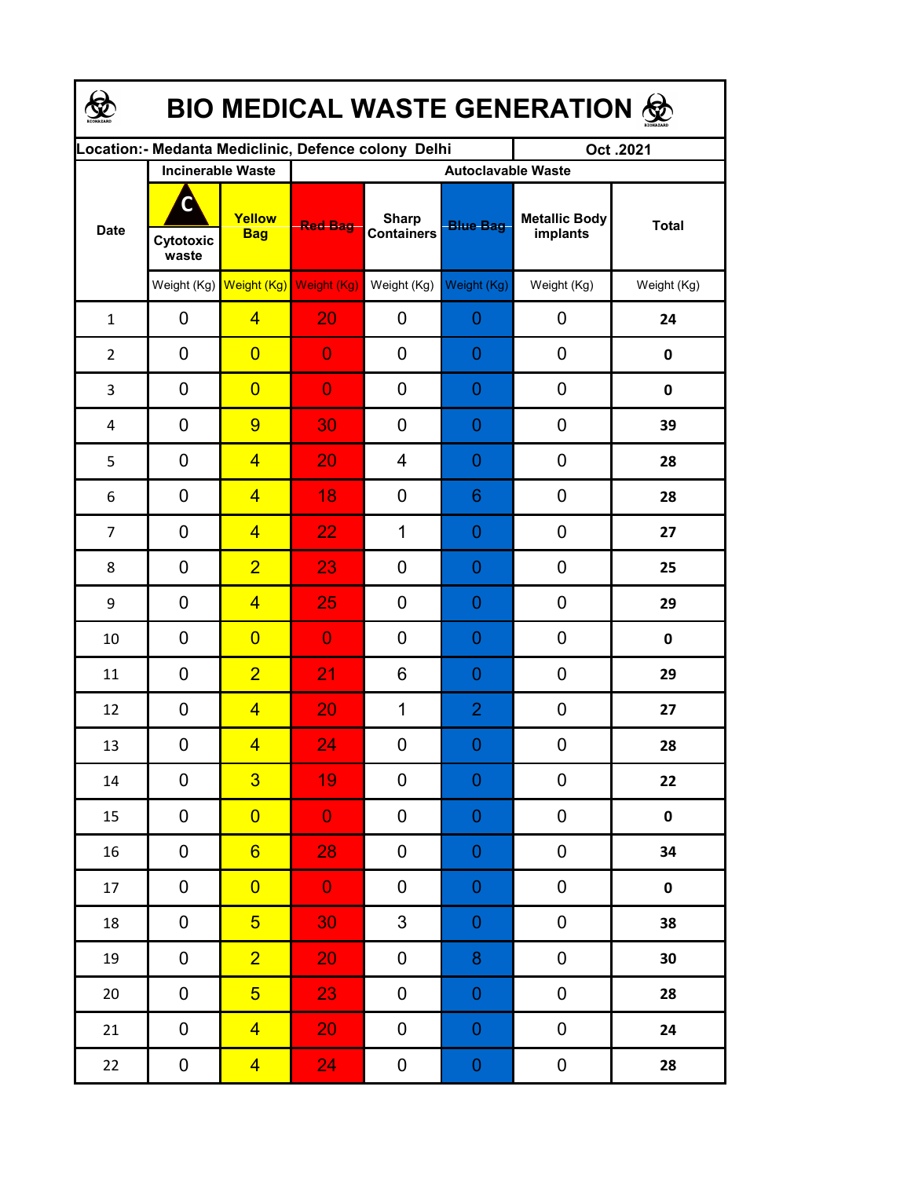# BIO MEDICAL WASTE GENERATION

| Location:- Medanta Mediclinic, Defence colony Delhi | | | | | | | Oct .2021 |
|---|---|---|---|---|---|---|---|
| Date | Incinerable Waste | | Autoclavable Waste | | | | |
| | C Cytotoxic waste | Yellow Bag | Red Bag | Sharp Containers | Blue Bag | Metallic Body implants | Total |
| | Weight (Kg) | Weight (Kg) | Weight (Kg) | Weight (Kg) | Weight (Kg) | Weight (Kg) | Weight (Kg) |
| 1 | 0 | 4 | 20 | 0 | 0 | 0 | **24** |
| 2 | 0 | 0 | 0 | 0 | 0 | 0 | **0** |
| 3 | 0 | 0 | 0 | 0 | 0 | 0 | **0** |
| 4 | 0 | 9 | 30 | 0 | 0 | 0 | **39** |
| 5 | 0 | 4 | 20 | 4 | 0 | 0 | **28** |
| 6 | 0 | 4 | 18 | 0 | 6 | 0 | **28** |
| 7 | 0 | 4 | 22 | 1 | 0 | 0 | **27** |
| 8 | 0 | 2 | 23 | 0 | 0 | 0 | **25** |
| 9 | 0 | 4 | 25 | 0 | 0 | 0 | **29** |
| 10 | 0 | 0 | 0 | 0 | 0 | 0 | **0** |
| 11 | 0 | 2 | 21 | 6 | 0 | 0 | **29** |
| 12 | 0 | 4 | 20 | 1 | 2 | 0 | **27** |
| 13 | 0 | 4 | 24 | 0 | 0 | 0 | **28** |
| 14 | 0 | 3 | 19 | 0 | 0 | 0 | **22** |
| 15 | 0 | 0 | 0 | 0 | 0 | 0 | **0** |
| 16 | 0 | 6 | 28 | 0 | 0 | 0 | **34** |
| 17 | 0 | 0 | 0 | 0 | 0 | 0 | **0** |
| 18 | 0 | 5 | 30 | 3 | 0 | 0 | **38** |
| 19 | 0 | 2 | 20 | 0 | 8 | 0 | **30** |
| 20 | 0 | 5 | 23 | 0 | 0 | 0 | **28** |
| 21 | 0 | 4 | 20 | 0 | 0 | 0 | **24** |
| 22 | 0 | 4 | 24 | 0 | 0 | 0 | **28** |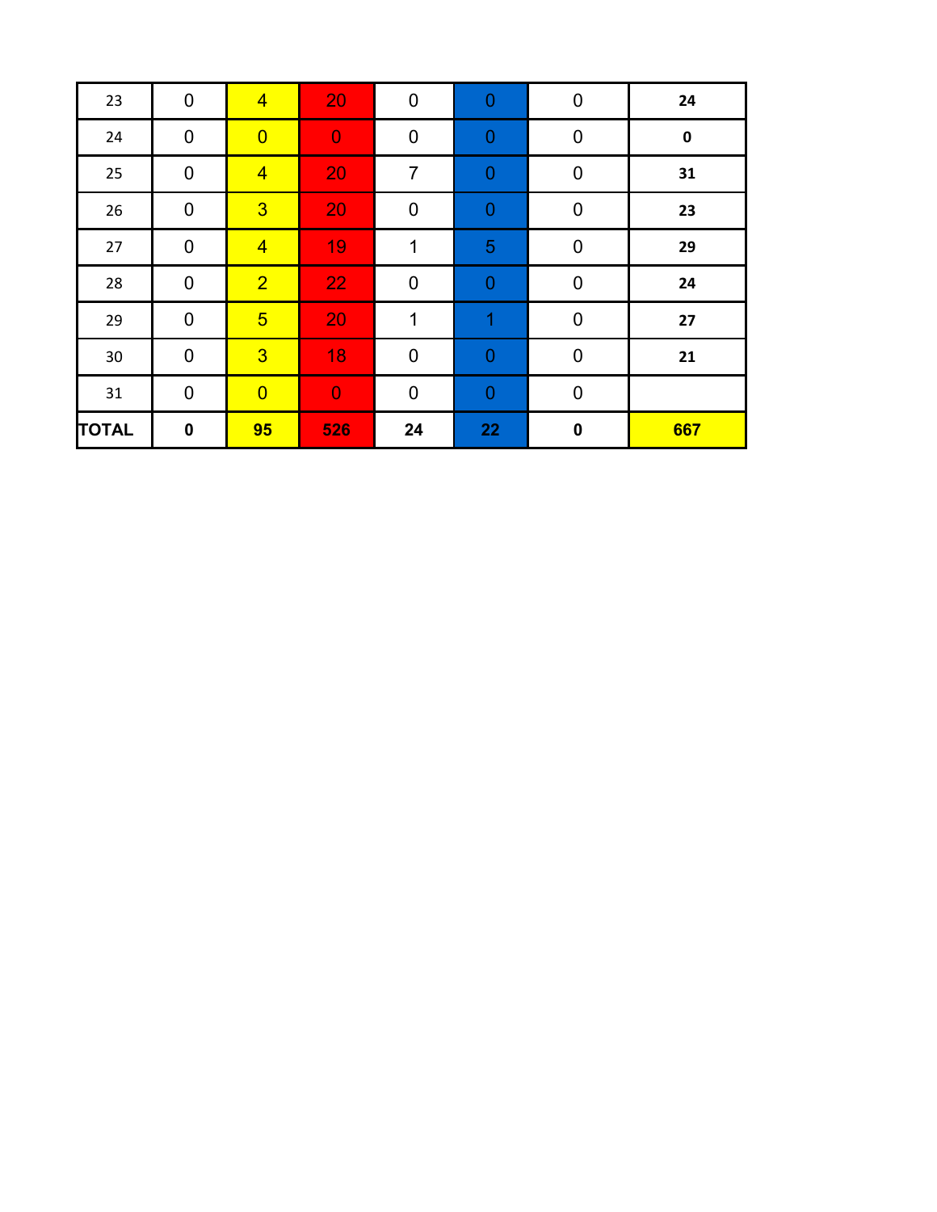| | | | | | | | |
|---|---|---|---|---|---|---|---|
| 23 | 0 | 4 | 20 | 0 | 0 | 0 | **24** |
| 24 | 0 | 0 | 0 | 0 | 0 | 0 | **0** |
| 25 | 0 | 4 | 20 | 7 | 0 | 0 | **31** |
| 26 | 0 | 3 | 20 | 0 | 0 | 0 | **23** |
| 27 | 0 | 4 | 19 | 1 | 5 | 0 | **29** |
| 28 | 0 | 2 | 22 | 0 | 0 | 0 | **24** |
| 29 | 0 | 5 | 20 | 1 | 1 | 0 | **27** |
| 30 | 0 | 3 | 18 | 0 | 0 | 0 | **21** |
| 31 | 0 | 0 | 0 | 0 | 0 | 0 | |
| **TOTAL** | **0** | **95** | **526** | **24** | **22** | **0** | **667** |